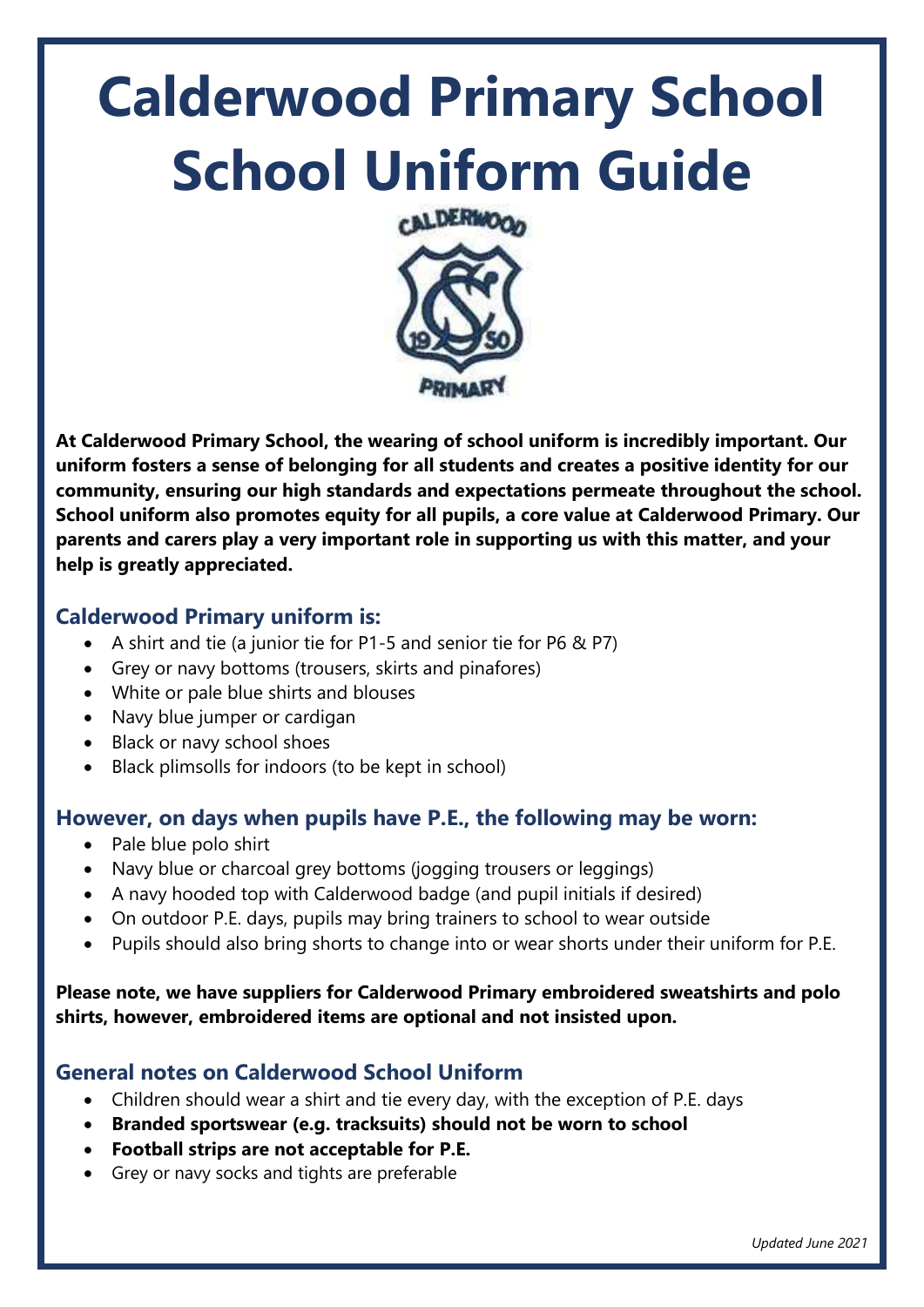# Calderwood Primary School School Uniform Guide

**At Calderwood Primary School, the wearing of school uniform is incredibly important. Our uniform fosters a sense of belonging for all students and creates a positive identity for our community, ensuring our high standards and expectations permeate throughout the school. School uniform also promotes equity for all pupils, a core value at Calderwood Primary. Our parents and carers play a very important role in supporting us with this matter, and your help is greatly appreciated.**

## Calderwood Primary uniform is:

- A shirt and tie (a junior tie for P1-5 and senior tie for P6 & P7)
- Grey or navy bottoms (trousers, skirts and pinafores)
- White or pale blue shirts and blouses
- Navy blue jumper or cardigan
- Black or navy school shoes
- Black plimsolls for indoors (to be kept in school)

## However, on days when pupils have P.E., the following may be worn:

- Pale blue polo shirt
- Navy blue or charcoal grey bottoms (jogging trousers or leggings)
- A navy hooded top with Calderwood badge (and pupil initials if desired)
- On outdoor P.E. days, pupils may bring trainers to school to wear outside
- Pupils should also bring shorts to change into or wear shorts under their uniform for P.E.

**Please note, we have suppliers for Calderwood Primary embroidered sweatshirts and polo shirts, however, embroidered items are optional and not insisted upon.**

## General notes on Calderwood School Uniform

- Children should wear a shirt and tie every day, with the exception of P.E. days
- **Branded sportswear (e.g. tracksuits) should not be worn to school**
- **Football strips are not acceptable for P.E.**
- Grey or navy socks and tights are preferable

*Updated June 2021*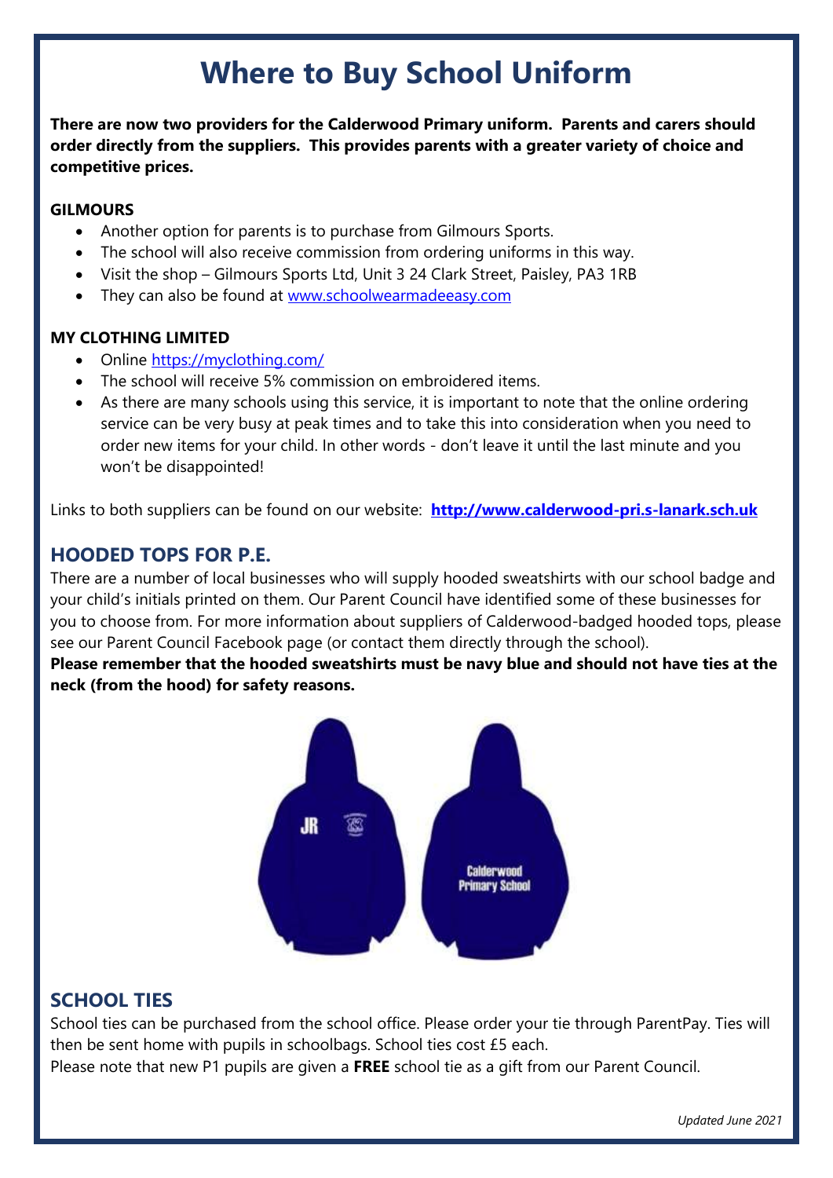# Where to Buy School Uniform

**There are now two providers for the Calderwood Primary uniform. Parents and carers should order directly from the suppliers. This provides parents with a greater variety of choice and competitive prices.**

**GILMOURS**

- Another option for parents is to purchase from Gilmours Sports.
- The school will also receive commission from ordering uniforms in this way.
- Visit the shop – Gilmours Sports Ltd, Unit 3 24 Clark Street, Paisley, PA3 1RB
- They can also be found at [www.schoolwearmadeeasy.com](www.schoolwearmadeeasy.com)

**MY CLOTHING LIMITED**

- Online [https://myclothing.com/](https://myclothing.com/)
- The school will receive 5% commission on embroidered items.
- As there are many schools using this service, it is important to note that the online ordering service can be very busy at peak times and to take this into consideration when you need to order new items for your child. In other words - don't leave it until the last minute and you won't be disappointed!

Links to both suppliers can be found on our website: **[http://www.calderwood-pri.s-lanark.sch.uk](http://www.calderwood-pri.s-lanark.sch.uk)**

## HOODED TOPS FOR P.E.

There are a number of local businesses who will supply hooded sweatshirts with our school badge and your child's initials printed on them. Our Parent Council have identified some of these businesses for you to choose from. For more information about suppliers of Calderwood-badged hooded tops, please see our Parent Council Facebook page (or contact them directly through the school).

**Please remember that the hooded sweatshirts must be navy blue and should not have ties at the neck (from the hood) for safety reasons.**

## SCHOOL TIES

School ties can be purchased from the school office. Please order your tie through ParentPay. Ties will then be sent home with pupils in schoolbags. School ties cost £5 each.

Please note that new P1 pupils are given a **FREE** school tie as a gift from our Parent Council.

*Updated June 2021*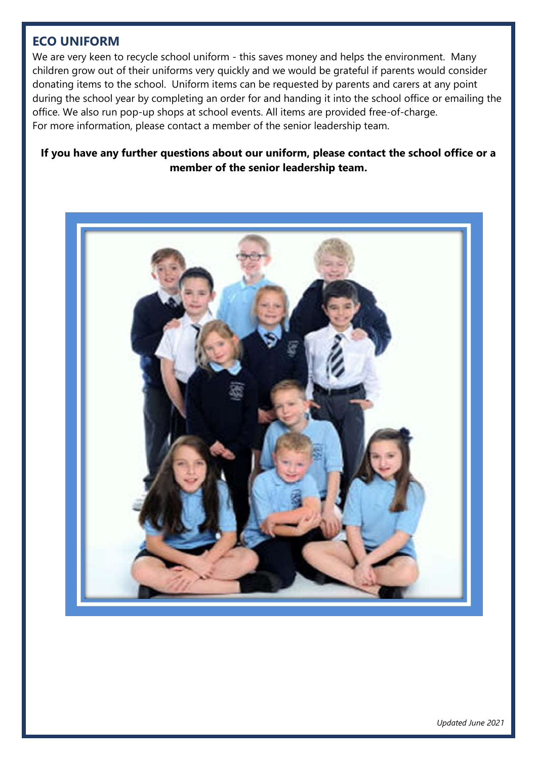## ECO UNIFORM

We are very keen to recycle school uniform - this saves money and helps the environment. Many children grow out of their uniforms very quickly and we would be grateful if parents would consider donating items to the school. Uniform items can be requested by parents and carers at any point during the school year by completing an order for and handing it into the school office or emailing the office. We also run pop-up shops at school events. All items are provided free-of-charge.
For more information, please contact a member of the senior leadership team.

**If you have any further questions about our uniform, please contact the school office or a member of the senior leadership team.**

*Updated June 2021*